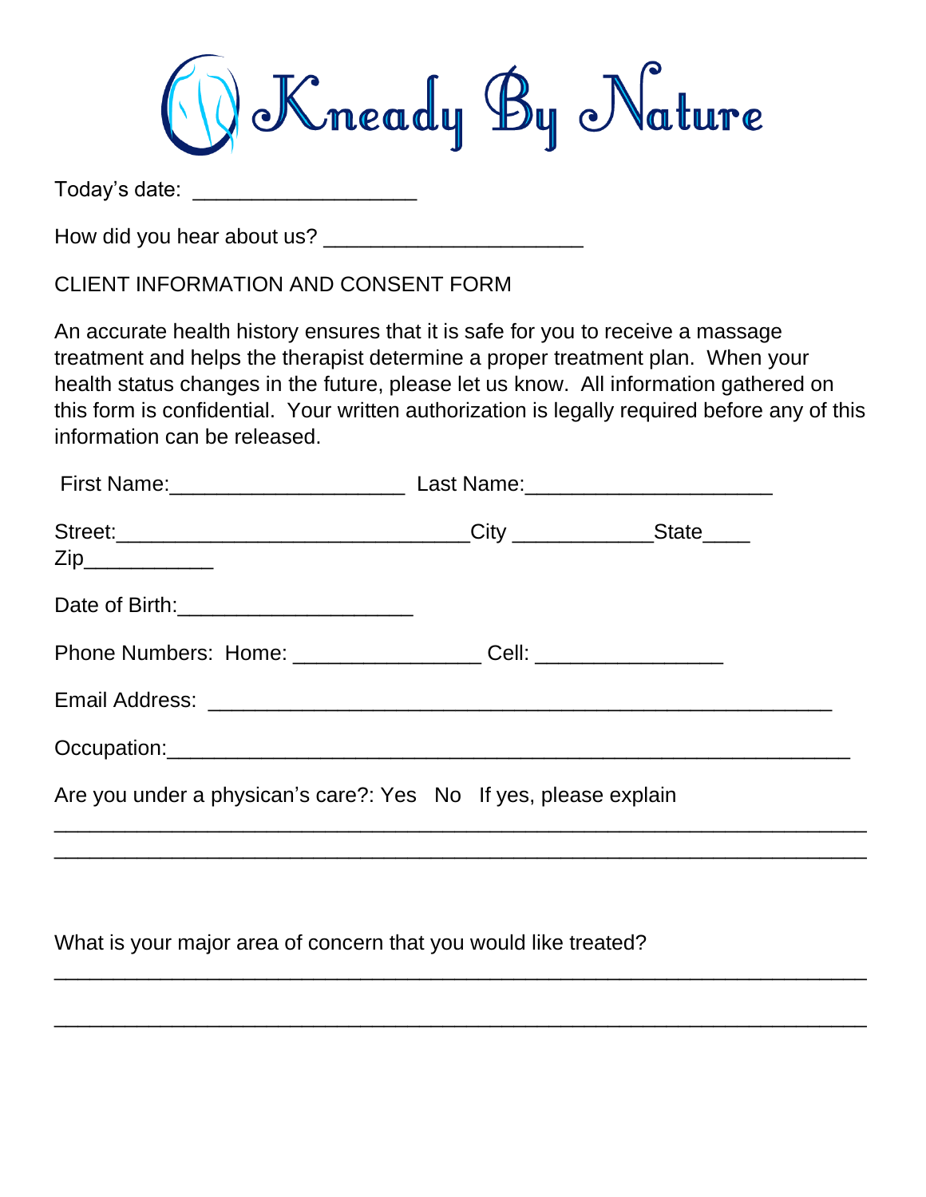# Kneady By Nature

Today's date: ___________________

How did you hear about us? ______________________

CLIENT INFORMATION AND CONSENT FORM

An accurate health history ensures that it is safe for you to receive a massage treatment and helps the therapist determine a proper treatment plan. When your health status changes in the future, please let us know. All information gathered on this form is confidential. Your written authorization is legally required before any of this information can be released.

First Name:____________________ Last Name:_____________________

Street:______________________________City ____________State____ Zip___________

Date of Birth:____________________

Phone Numbers: Home: ________________ Cell: ________________

Email Address: _____________________________________________________

Occupation:__________________________________________________________

Are you under a physican's care?: Yes No If yes, please explain

______________________________________________________________________

______________________________________________________________________

What is your major area of concern that you would like treated?

______________________________________________________________________

______________________________________________________________________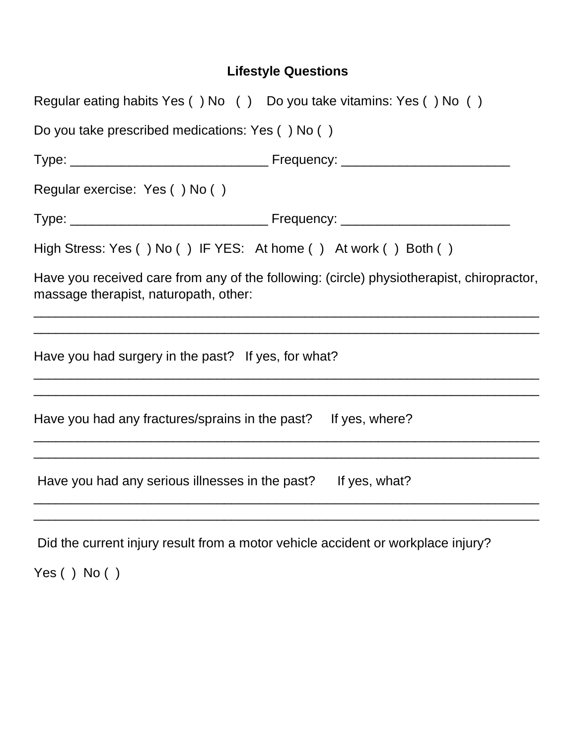## Lifestyle Questions

Regular eating habits Yes ( ) No ( )    Do you take vitamins: Yes ( ) No ( )

Do you take prescribed medications: Yes ( ) No ( )

Type: ___________________________ Frequency: _______________________

Regular exercise: Yes ( ) No ( )

Type: ___________________________ Frequency: _______________________

High Stress: Yes ( ) No ( ) IF YES: At home ( ) At work ( ) Both ( )

Have you received care from any of the following: (circle) physiotherapist, chiropractor, massage therapist, naturopath, other:

______________________________________________________________________

______________________________________________________________________

Have you had surgery in the past? If yes, for what?

______________________________________________________________________

______________________________________________________________________

Have you had any fractures/sprains in the past? If yes, where?

______________________________________________________________________

______________________________________________________________________

Have you had any serious illnesses in the past? If yes, what?

______________________________________________________________________

______________________________________________________________________

Did the current injury result from a motor vehicle accident or workplace injury?

Yes ( ) No ( )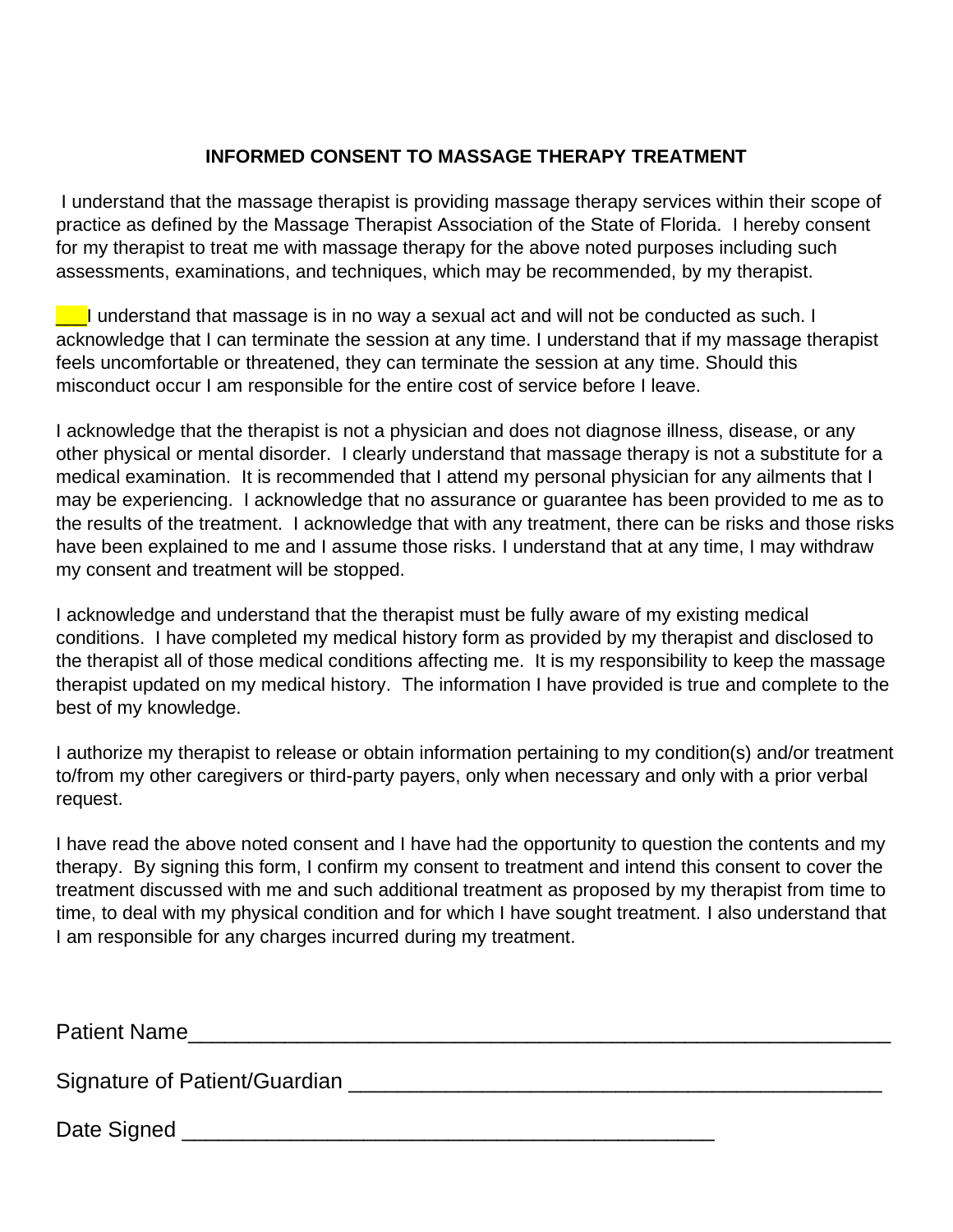**INFORMED CONSENT TO MASSAGE THERAPY TREATMENT**

I understand that the massage therapist is providing massage therapy services within their scope of practice as defined by the Massage Therapist Association of the State of Florida. I hereby consent for my therapist to treat me with massage therapy for the above noted purposes including such assessments, examinations, and techniques, which may be recommended, by my therapist.

___I understand that massage is in no way a sexual act and will not be conducted as such. I acknowledge that I can terminate the session at any time. I understand that if my massage therapist feels uncomfortable or threatened, they can terminate the session at any time. Should this misconduct occur I am responsible for the entire cost of service before I leave.

I acknowledge that the therapist is not a physician and does not diagnose illness, disease, or any other physical or mental disorder. I clearly understand that massage therapy is not a substitute for a medical examination. It is recommended that I attend my personal physician for any ailments that I may be experiencing. I acknowledge that no assurance or guarantee has been provided to me as to the results of the treatment. I acknowledge that with any treatment, there can be risks and those risks have been explained to me and I assume those risks. I understand that at any time, I may withdraw my consent and treatment will be stopped.

I acknowledge and understand that the therapist must be fully aware of my existing medical conditions. I have completed my medical history form as provided by my therapist and disclosed to the therapist all of those medical conditions affecting me. It is my responsibility to keep the massage therapist updated on my medical history. The information I have provided is true and complete to the best of my knowledge.

I authorize my therapist to release or obtain information pertaining to my condition(s) and/or treatment to/from my other caregivers or third-party payers, only when necessary and only with a prior verbal request.

I have read the above noted consent and I have had the opportunity to question the contents and my therapy. By signing this form, I confirm my consent to treatment and intend this consent to cover the treatment discussed with me and such additional treatment as proposed by my therapist from time to time, to deal with my physical condition and for which I have sought treatment. I also understand that I am responsible for any charges incurred during my treatment.

Patient Name_______________________________________________________

Signature of Patient/Guardian ____________________________________________

Date Signed ____________________________________________